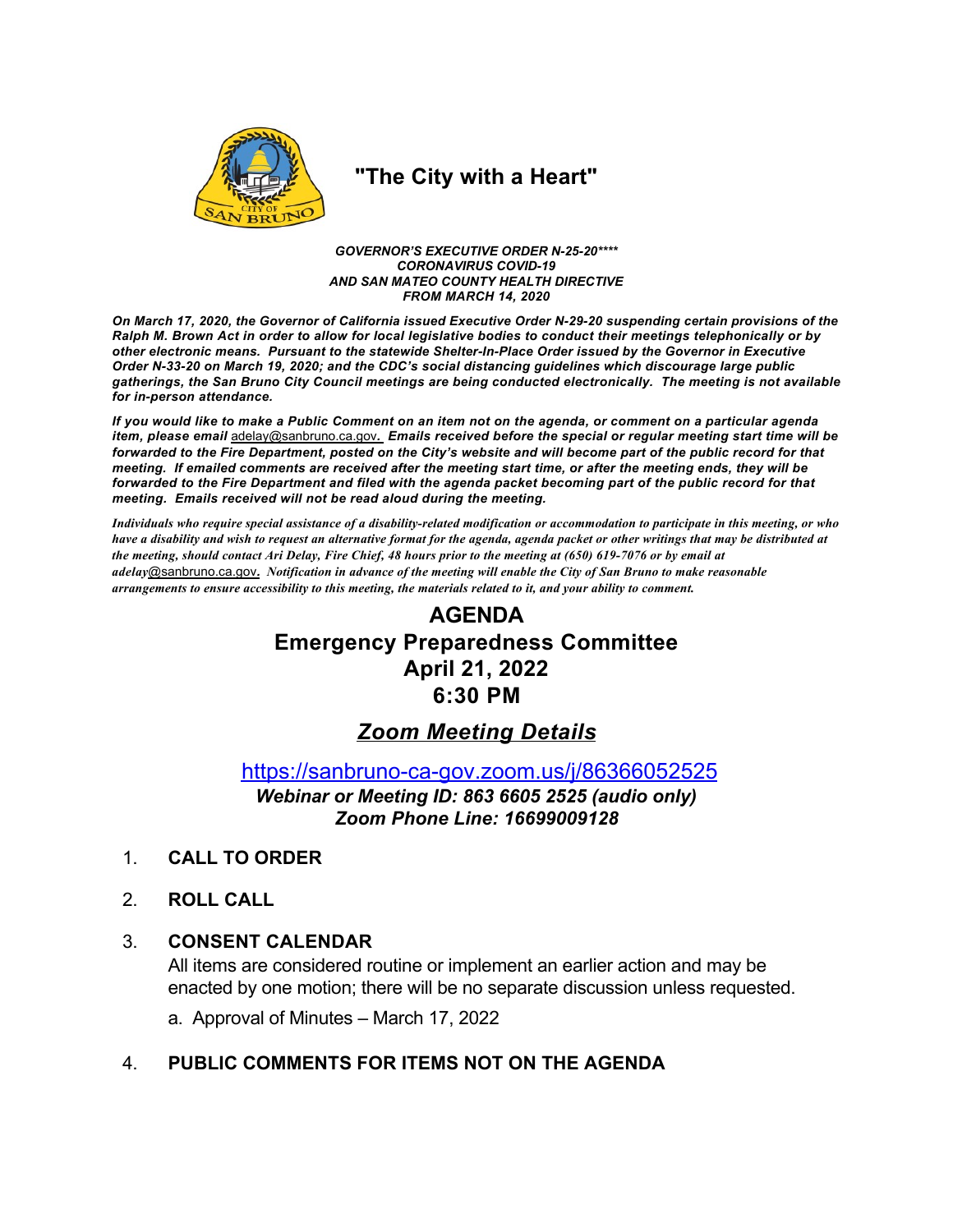# "The City with a Heart"

***GOVERNOR'S EXECUTIVE ORDER N-25-20\*\*\*\****
***CORONAVIRUS COVID-19***
***AND SAN MATEO COUNTY HEALTH DIRECTIVE***
***FROM MARCH 14, 2020***

***On March 17, 2020, the Governor of California issued Executive Order N-29-20 suspending certain provisions of the Ralph M. Brown Act in order to allow for local legislative bodies to conduct their meetings telephonically or by other electronic means. Pursuant to the statewide Shelter-In-Place Order issued by the Governor in Executive Order N-33-20 on March 19, 2020; and the CDC's social distancing guidelines which discourage large public gatherings, the San Bruno City Council meetings are being conducted electronically. The meeting is not available for in-person attendance.***

***If you would like to make a Public Comment on an item not on the agenda, or comment on a particular agenda item, please email*** adelay@sanbruno.ca.gov***. Emails received before the special or regular meeting start time will be forwarded to the Fire Department, posted on the City's website and will become part of the public record for that meeting. If emailed comments are received after the meeting start time, or after the meeting ends, they will be forwarded to the Fire Department and filed with the agenda packet becoming part of the public record for that meeting. Emails received will not be read aloud during the meeting.***

***Individuals who require special assistance of a disability-related modification or accommodation to participate in this meeting, or who have a disability and wish to request an alternative format for the agenda, agenda packet or other writings that may be distributed at the meeting, should contact Ari Delay, Fire Chief, 48 hours prior to the meeting at (650) 619-7076 or by email at adelay@sanbruno.ca.gov. Notification in advance of the meeting will enable the City of San Bruno to make reasonable arrangements to ensure accessibility to this meeting, the materials related to it, and your ability to comment.***

# AGENDA
# Emergency Preparedness Committee
# April 21, 2022
# 6:30 PM

## *Zoom Meeting Details*

https://sanbruno-ca-gov.zoom.us/j/86366052525

***Webinar or Meeting ID: 863 6605 2525 (audio only)***
***Zoom Phone Line: 16699009128***

1. **CALL TO ORDER**

2. **ROLL CALL**

3. **CONSENT CALENDAR**

   All items are considered routine or implement an earlier action and may be enacted by one motion; there will be no separate discussion unless requested.

   a. Approval of Minutes – March 17, 2022

4. **PUBLIC COMMENTS FOR ITEMS NOT ON THE AGENDA**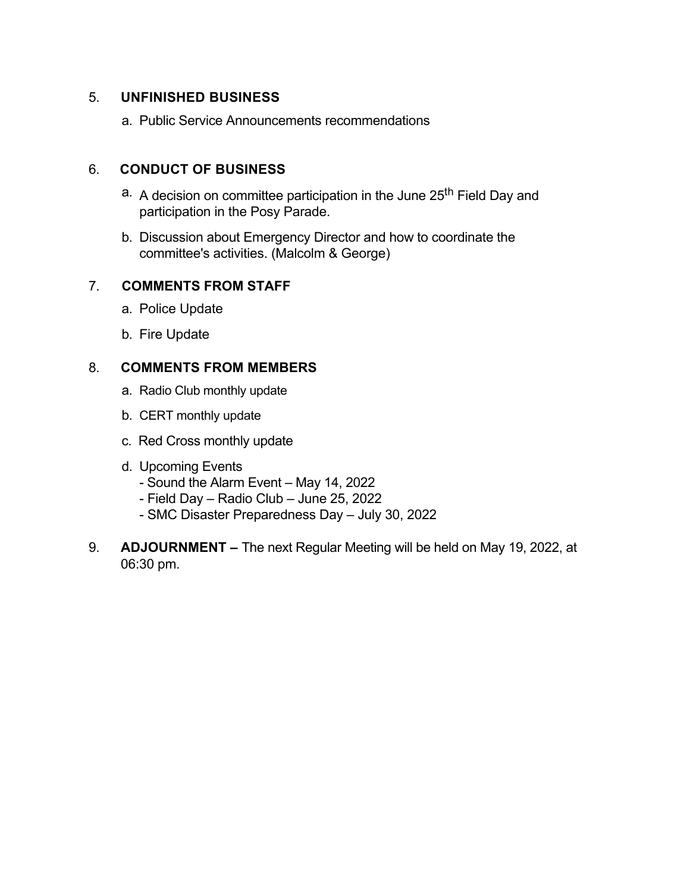5. **UNFINISHED BUSINESS**

   a. Public Service Announcements recommendations

6. **CONDUCT OF BUSINESS**

   a. A decision on committee participation in the June 25th Field Day and participation in the Posy Parade.

   b. Discussion about Emergency Director and how to coordinate the committee's activities. (Malcolm & George)

7. **COMMENTS FROM STAFF**

   a. Police Update

   b. Fire Update

8. **COMMENTS FROM MEMBERS**

   a. Radio Club monthly update

   b. CERT monthly update

   c. Red Cross monthly update

   d. Upcoming Events
      - Sound the Alarm Event – May 14, 2022
      - Field Day – Radio Club – June 25, 2022
      - SMC Disaster Preparedness Day – July 30, 2022

9. **ADJOURNMENT –** The next Regular Meeting will be held on May 19, 2022, at 06:30 pm.